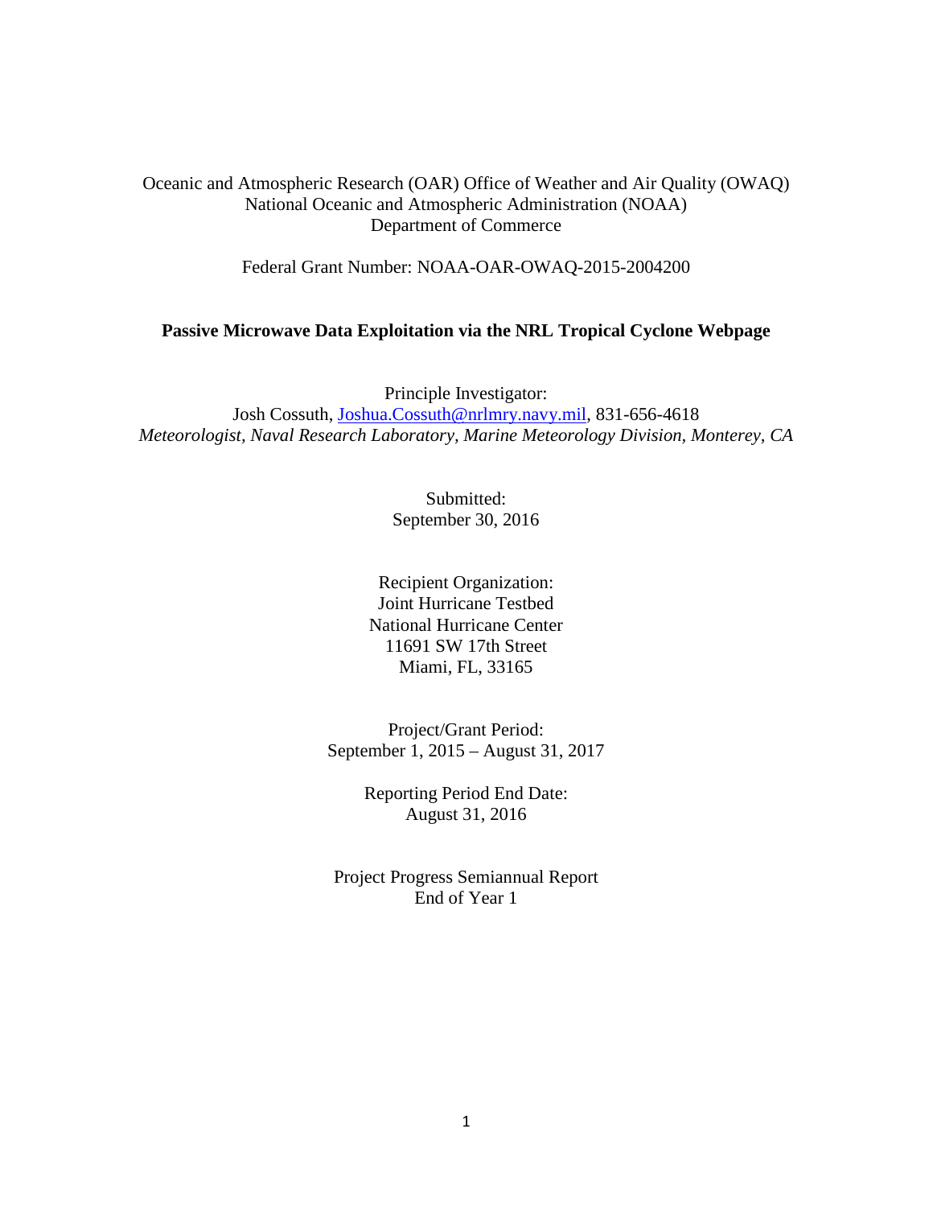Oceanic and Atmospheric Research (OAR) Office of Weather and Air Quality (OWAQ)
National Oceanic and Atmospheric Administration (NOAA)
Department of Commerce

Federal Grant Number: NOAA-OAR-OWAQ-2015-2004200

**Passive Microwave Data Exploitation via the NRL Tropical Cyclone Webpage**

Principle Investigator:
Josh Cossuth, [Joshua.Cossuth@nrlmry.navy.mil](mailto:Joshua.Cossuth@nrlmry.navy.mil), 831-656-4618
*Meteorologist, Naval Research Laboratory, Marine Meteorology Division, Monterey, CA*

Submitted:
September 30, 2016

Recipient Organization:
Joint Hurricane Testbed
National Hurricane Center
11691 SW 17th Street
Miami, FL, 33165

Project/Grant Period:
September 1, 2015 – August 31, 2017

Reporting Period End Date:
August 31, 2016

Project Progress Semiannual Report
End of Year 1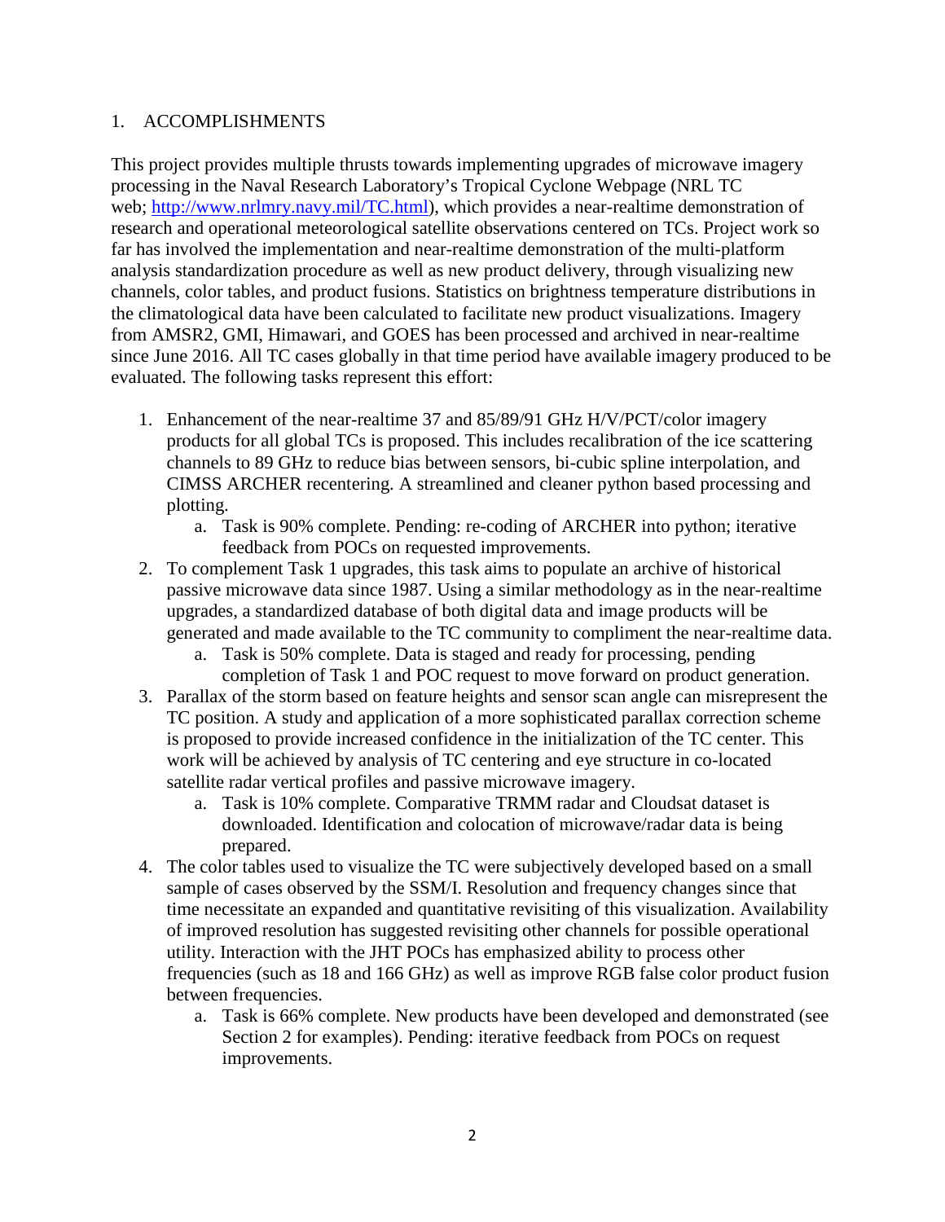## 1. ACCOMPLISHMENTS

This project provides multiple thrusts towards implementing upgrades of microwave imagery processing in the Naval Research Laboratory's Tropical Cyclone Webpage (NRL TC web; http://www.nrlmry.navy.mil/TC.html), which provides a near-realtime demonstration of research and operational meteorological satellite observations centered on TCs. Project work so far has involved the implementation and near-realtime demonstration of the multi-platform analysis standardization procedure as well as new product delivery, through visualizing new channels, color tables, and product fusions. Statistics on brightness temperature distributions in the climatological data have been calculated to facilitate new product visualizations. Imagery from AMSR2, GMI, Himawari, and GOES has been processed and archived in near-realtime since June 2016. All TC cases globally in that time period have available imagery produced to be evaluated. The following tasks represent this effort:

1. Enhancement of the near-realtime 37 and 85/89/91 GHz H/V/PCT/color imagery products for all global TCs is proposed. This includes recalibration of the ice scattering channels to 89 GHz to reduce bias between sensors, bi-cubic spline interpolation, and CIMSS ARCHER recentering. A streamlined and cleaner python based processing and plotting.
   a. Task is 90% complete. Pending: re-coding of ARCHER into python; iterative feedback from POCs on requested improvements.
2. To complement Task 1 upgrades, this task aims to populate an archive of historical passive microwave data since 1987. Using a similar methodology as in the near-realtime upgrades, a standardized database of both digital data and image products will be generated and made available to the TC community to compliment the near-realtime data.
   a. Task is 50% complete. Data is staged and ready for processing, pending completion of Task 1 and POC request to move forward on product generation.
3. Parallax of the storm based on feature heights and sensor scan angle can misrepresent the TC position. A study and application of a more sophisticated parallax correction scheme is proposed to provide increased confidence in the initialization of the TC center. This work will be achieved by analysis of TC centering and eye structure in co-located satellite radar vertical profiles and passive microwave imagery.
   a. Task is 10% complete. Comparative TRMM radar and Cloudsat dataset is downloaded. Identification and colocation of microwave/radar data is being prepared.
4. The color tables used to visualize the TC were subjectively developed based on a small sample of cases observed by the SSM/I. Resolution and frequency changes since that time necessitate an expanded and quantitative revisiting of this visualization. Availability of improved resolution has suggested revisiting other channels for possible operational utility. Interaction with the JHT POCs has emphasized ability to process other frequencies (such as 18 and 166 GHz) as well as improve RGB false color product fusion between frequencies.
   a. Task is 66% complete. New products have been developed and demonstrated (see Section 2 for examples). Pending: iterative feedback from POCs on request improvements.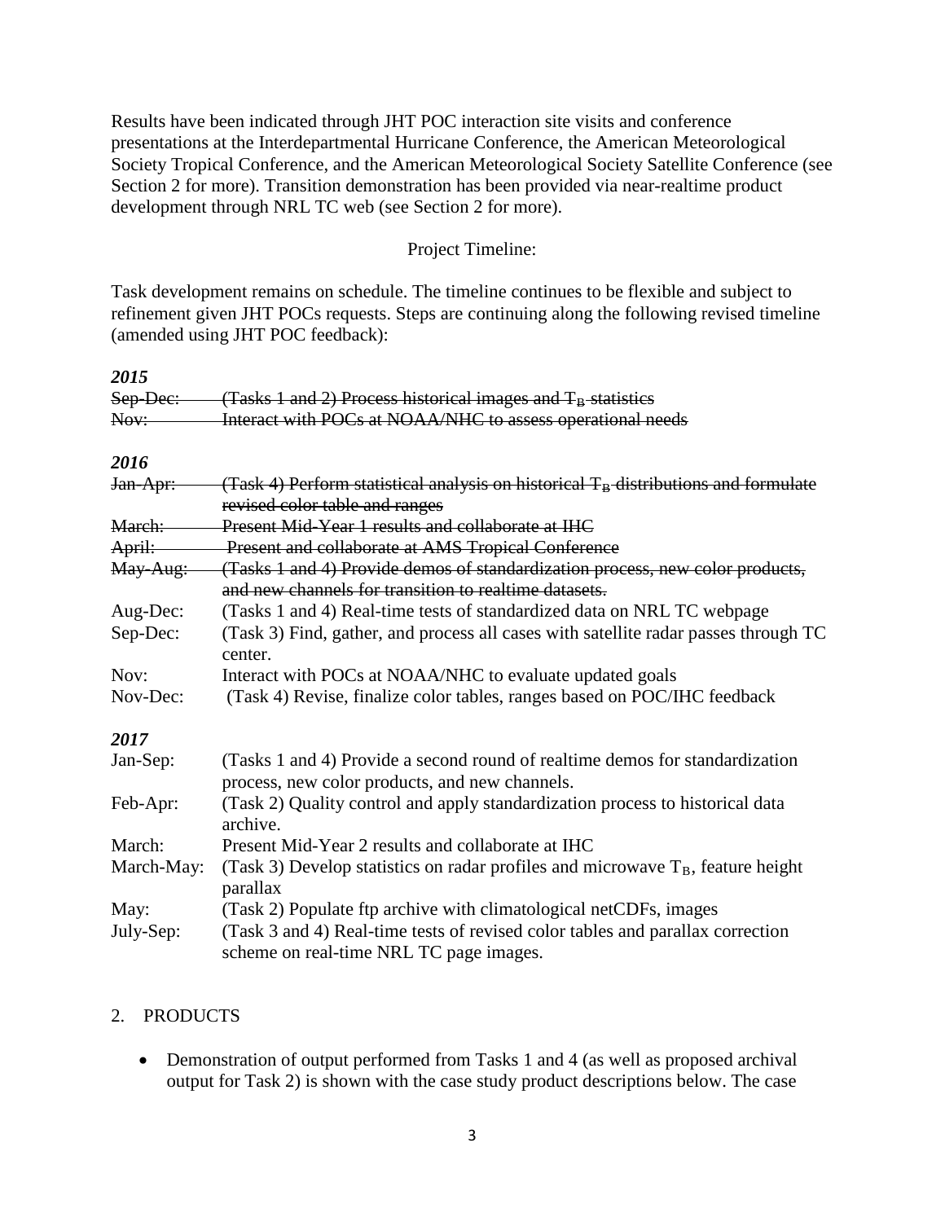Results have been indicated through JHT POC interaction site visits and conference presentations at the Interdepartmental Hurricane Conference, the American Meteorological Society Tropical Conference, and the American Meteorological Society Satellite Conference (see Section 2 for more). Transition demonstration has been provided via near-realtime product development through NRL TC web (see Section 2 for more).

Project Timeline:

Task development remains on schedule. The timeline continues to be flexible and subject to refinement given JHT POCs requests. Steps are continuing along the following revised timeline (amended using JHT POC feedback):

***2015***

| | |
|---|---|
| ~~Sep-Dec:~~ | ~~(Tasks 1 and 2) Process historical images and $T_B$ statistics~~ |
| ~~Nov:~~ | ~~Interact with POCs at NOAA/NHC to assess operational needs~~ |

***2016***

| | |
|---|---|
| ~~Jan-Apr:~~ | ~~(Task 4) Perform statistical analysis on historical $T_B$ distributions and formulate revised color table and ranges~~ |
| ~~March:~~ | ~~Present Mid-Year 1 results and collaborate at IHC~~ |
| ~~April:~~ | ~~Present and collaborate at AMS Tropical Conference~~ |
| ~~May-Aug:~~ | ~~(Tasks 1 and 4) Provide demos of standardization process, new color products, and new channels for transition to realtime datasets.~~ |
| Aug-Dec: | (Tasks 1 and 4) Real-time tests of standardized data on NRL TC webpage |
| Sep-Dec: | (Task 3) Find, gather, and process all cases with satellite radar passes through TC center. |
| Nov: | Interact with POCs at NOAA/NHC to evaluate updated goals |
| Nov-Dec: | (Task 4) Revise, finalize color tables, ranges based on POC/IHC feedback |

***2017***

| | |
|---|---|
| Jan-Sep: | (Tasks 1 and 4) Provide a second round of realtime demos for standardization process, new color products, and new channels. |
| Feb-Apr: | (Task 2) Quality control and apply standardization process to historical data archive. |
| March: | Present Mid-Year 2 results and collaborate at IHC |
| March-May: | (Task 3) Develop statistics on radar profiles and microwave $T_B$, feature height parallax |
| May: | (Task 2) Populate ftp archive with climatological netCDFs, images |
| July-Sep: | (Task 3 and 4) Real-time tests of revised color tables and parallax correction scheme on real-time NRL TC page images. |

## 2. PRODUCTS

- Demonstration of output performed from Tasks 1 and 4 (as well as proposed archival output for Task 2) is shown with the case study product descriptions below. The case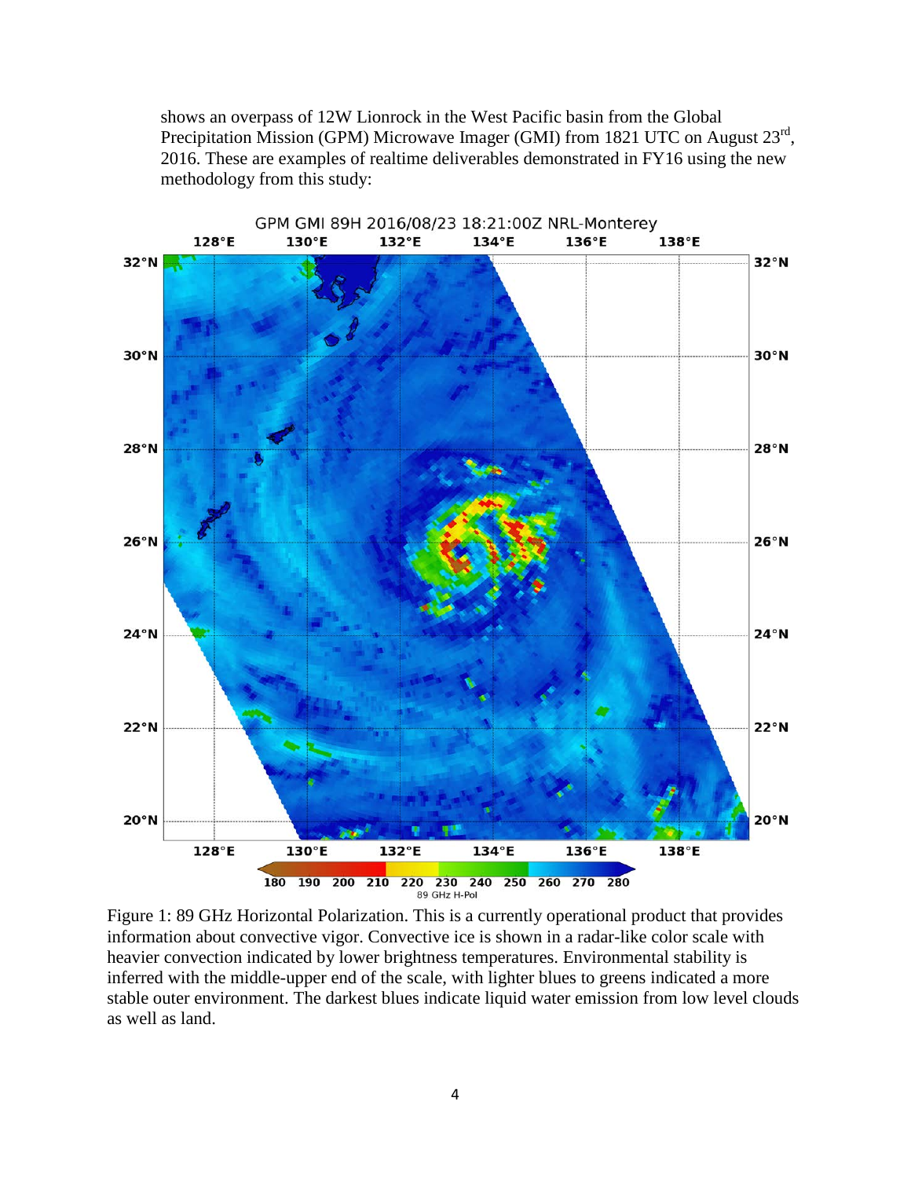shows an overpass of 12W Lionrock in the West Pacific basin from the Global Precipitation Mission (GPM) Microwave Imager (GMI) from 1821 UTC on August 23rd, 2016. These are examples of realtime deliverables demonstrated in FY16 using the new methodology from this study:

Figure 1: 89 GHz Horizontal Polarization. This is a currently operational product that provides information about convective vigor. Convective ice is shown in a radar-like color scale with heavier convection indicated by lower brightness temperatures. Environmental stability is inferred with the middle-upper end of the scale, with lighter blues to greens indicated a more stable outer environment. The darkest blues indicate liquid water emission from low level clouds as well as land.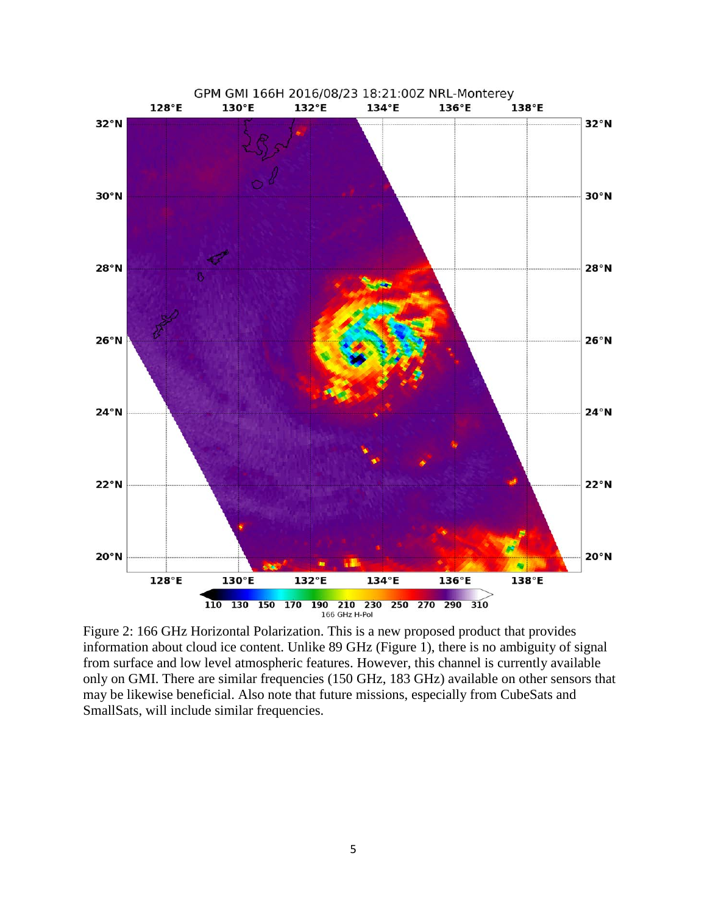Figure 2: 166 GHz Horizontal Polarization. This is a new proposed product that provides information about cloud ice content. Unlike 89 GHz (Figure 1), there is no ambiguity of signal from surface and low level atmospheric features. However, this channel is currently available only on GMI. There are similar frequencies (150 GHz, 183 GHz) available on other sensors that may be likewise beneficial. Also note that future missions, especially from CubeSats and SmallSats, will include similar frequencies.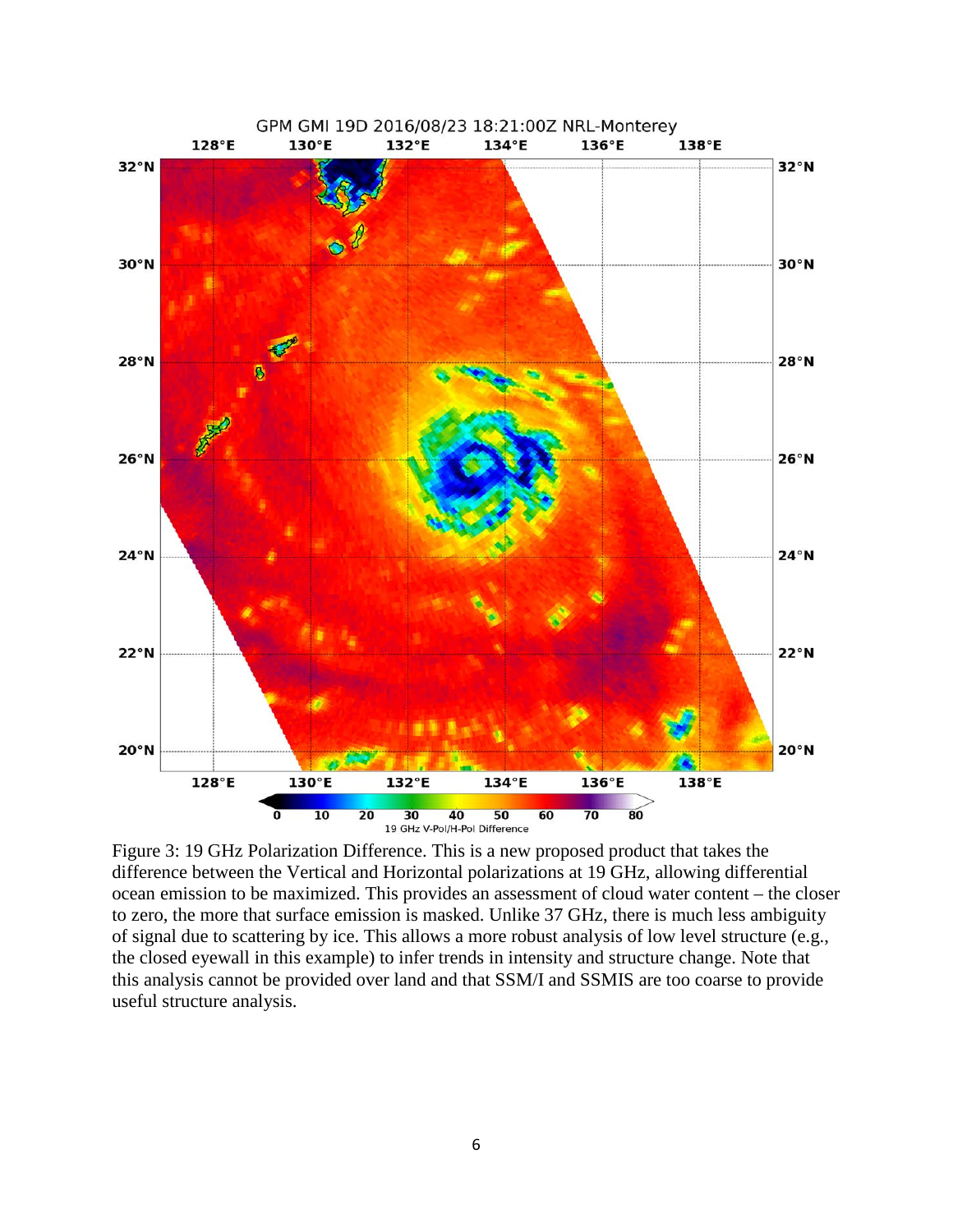Figure 3: 19 GHz Polarization Difference. This is a new proposed product that takes the difference between the Vertical and Horizontal polarizations at 19 GHz, allowing differential ocean emission to be maximized. This provides an assessment of cloud water content – the closer to zero, the more that surface emission is masked. Unlike 37 GHz, there is much less ambiguity of signal due to scattering by ice. This allows a more robust analysis of low level structure (e.g., the closed eyewall in this example) to infer trends in intensity and structure change. Note that this analysis cannot be provided over land and that SSM/I and SSMIS are too coarse to provide useful structure analysis.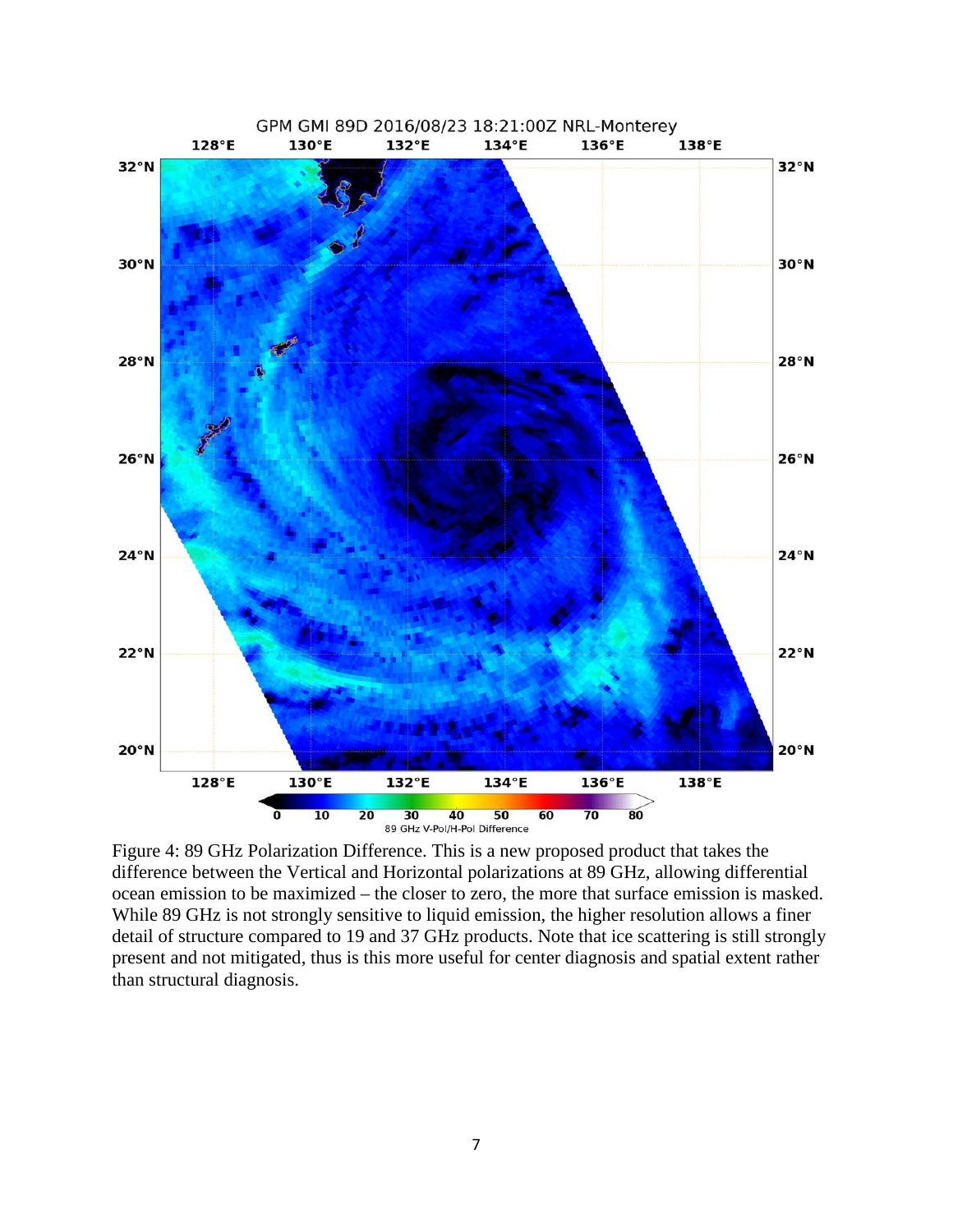Figure 4: 89 GHz Polarization Difference. This is a new proposed product that takes the difference between the Vertical and Horizontal polarizations at 89 GHz, allowing differential ocean emission to be maximized – the closer to zero, the more that surface emission is masked. While 89 GHz is not strongly sensitive to liquid emission, the higher resolution allows a finer detail of structure compared to 19 and 37 GHz products. Note that ice scattering is still strongly present and not mitigated, thus is this more useful for center diagnosis and spatial extent rather than structural diagnosis.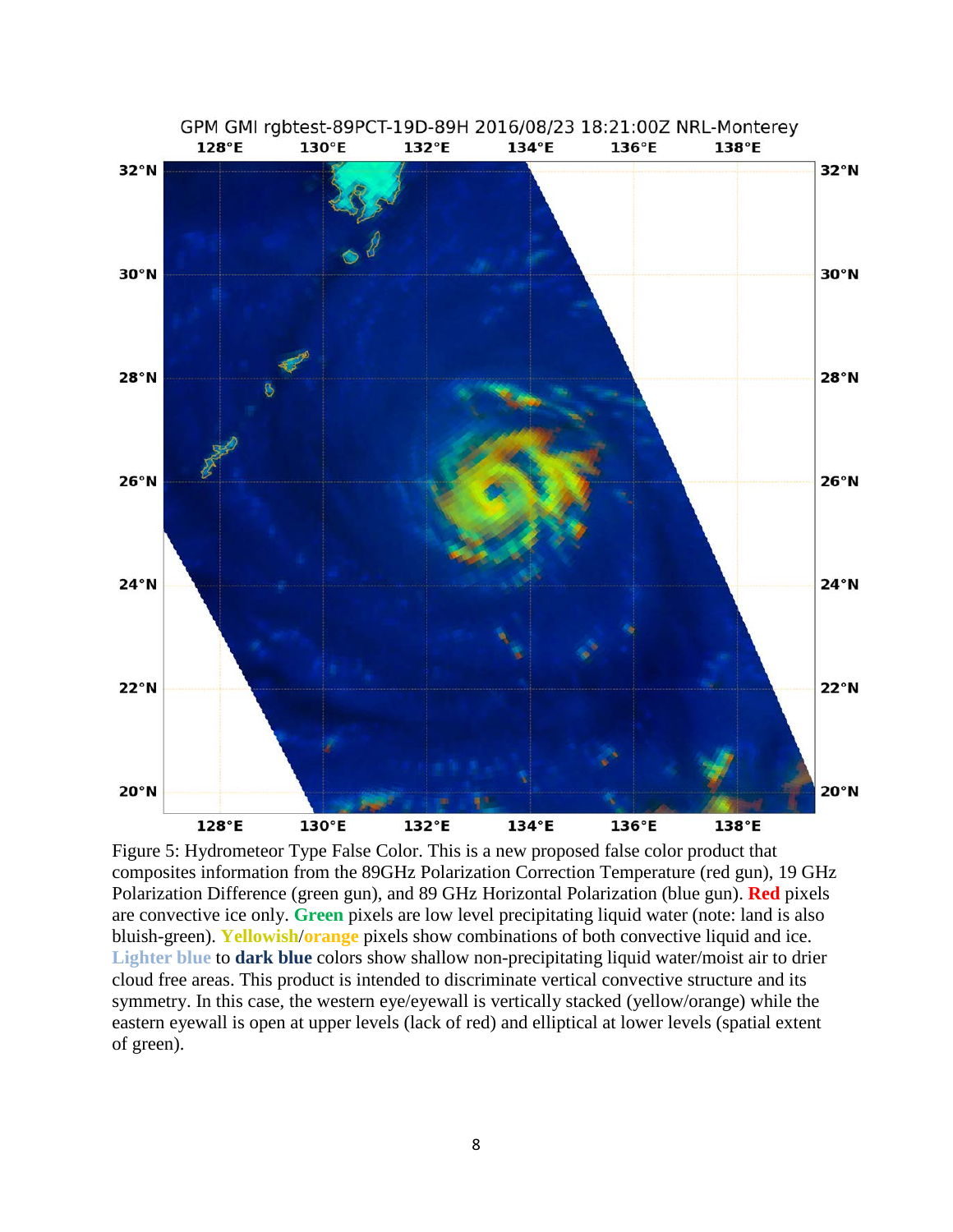Figure 5: Hydrometeor Type False Color. This is a new proposed false color product that composites information from the 89GHz Polarization Correction Temperature (red gun), 19 GHz Polarization Difference (green gun), and 89 GHz Horizontal Polarization (blue gun). **Red** pixels are convective ice only. **Green** pixels are low level precipitating liquid water (note: land is also bluish-green). **Yellowish**/**orange** pixels show combinations of both convective liquid and ice. **Lighter blue** to **dark blue** colors show shallow non-precipitating liquid water/moist air to drier cloud free areas. This product is intended to discriminate vertical convective structure and its symmetry. In this case, the western eye/eyewall is vertically stacked (yellow/orange) while the eastern eyewall is open at upper levels (lack of red) and elliptical at lower levels (spatial extent of green).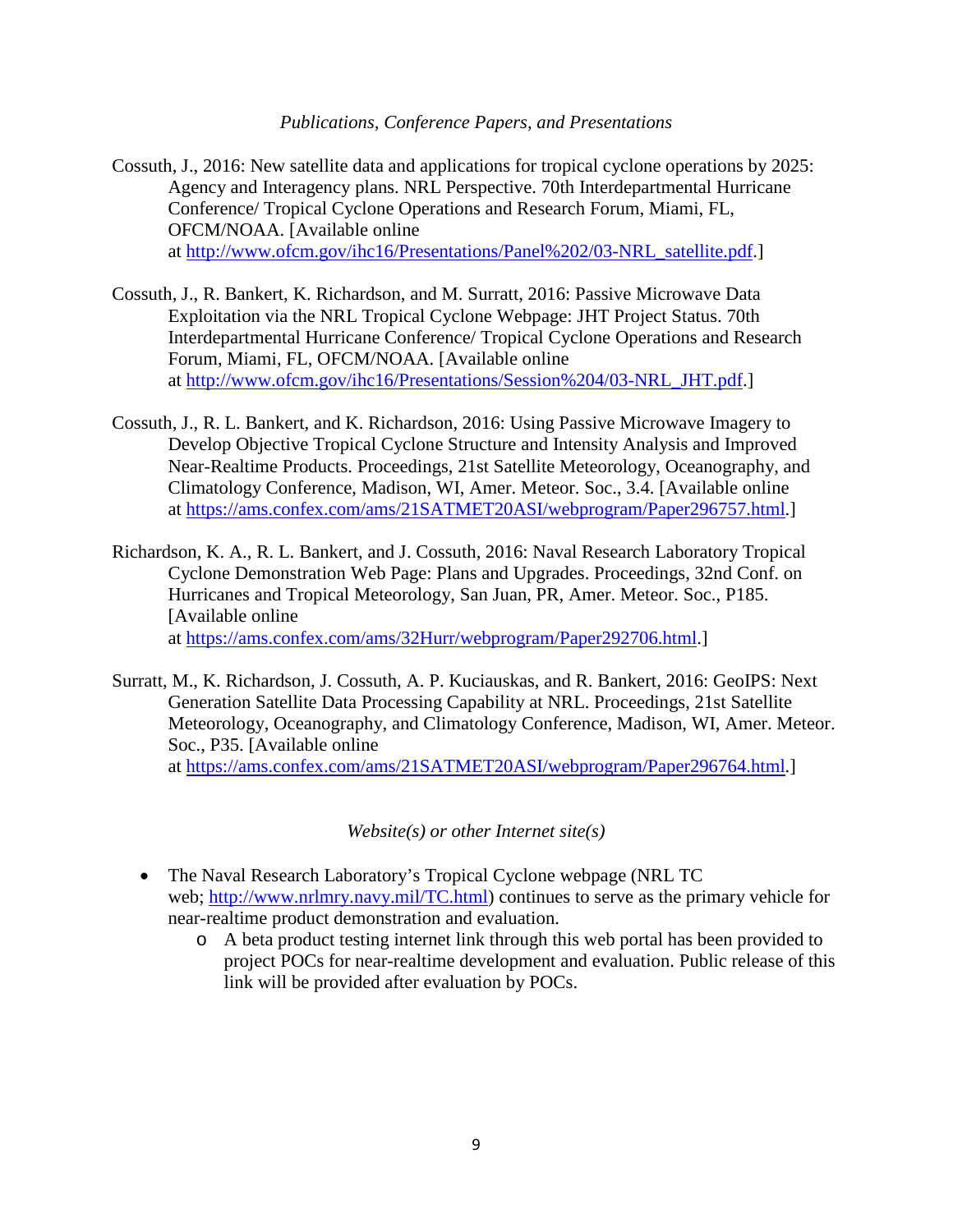*Publications, Conference Papers, and Presentations*

Cossuth, J., 2016: New satellite data and applications for tropical cyclone operations by 2025: Agency and Interagency plans. NRL Perspective. 70th Interdepartmental Hurricane Conference/ Tropical Cyclone Operations and Research Forum, Miami, FL, OFCM/NOAA. [Available online at http://www.ofcm.gov/ihc16/Presentations/Panel%202/03-NRL_satellite.pdf.]

Cossuth, J., R. Bankert, K. Richardson, and M. Surratt, 2016: Passive Microwave Data Exploitation via the NRL Tropical Cyclone Webpage: JHT Project Status. 70th Interdepartmental Hurricane Conference/ Tropical Cyclone Operations and Research Forum, Miami, FL, OFCM/NOAA. [Available online at http://www.ofcm.gov/ihc16/Presentations/Session%204/03-NRL_JHT.pdf.]

Cossuth, J., R. L. Bankert, and K. Richardson, 2016: Using Passive Microwave Imagery to Develop Objective Tropical Cyclone Structure and Intensity Analysis and Improved Near-Realtime Products. Proceedings, 21st Satellite Meteorology, Oceanography, and Climatology Conference, Madison, WI, Amer. Meteor. Soc., 3.4. [Available online at https://ams.confex.com/ams/21SATMET20ASI/webprogram/Paper296757.html.]

Richardson, K. A., R. L. Bankert, and J. Cossuth, 2016: Naval Research Laboratory Tropical Cyclone Demonstration Web Page: Plans and Upgrades. Proceedings, 32nd Conf. on Hurricanes and Tropical Meteorology, San Juan, PR, Amer. Meteor. Soc., P185. [Available online at https://ams.confex.com/ams/32Hurr/webprogram/Paper292706.html.]

Surratt, M., K. Richardson, J. Cossuth, A. P. Kuciauskas, and R. Bankert, 2016: GeoIPS: Next Generation Satellite Data Processing Capability at NRL. Proceedings, 21st Satellite Meteorology, Oceanography, and Climatology Conference, Madison, WI, Amer. Meteor. Soc., P35. [Available online at https://ams.confex.com/ams/21SATMET20ASI/webprogram/Paper296764.html.]

*Website(s) or other Internet site(s)*

- The Naval Research Laboratory's Tropical Cyclone webpage (NRL TC web; http://www.nrlmry.navy.mil/TC.html) continues to serve as the primary vehicle for near-realtime product demonstration and evaluation.
  - A beta product testing internet link through this web portal has been provided to project POCs for near-realtime development and evaluation. Public release of this link will be provided after evaluation by POCs.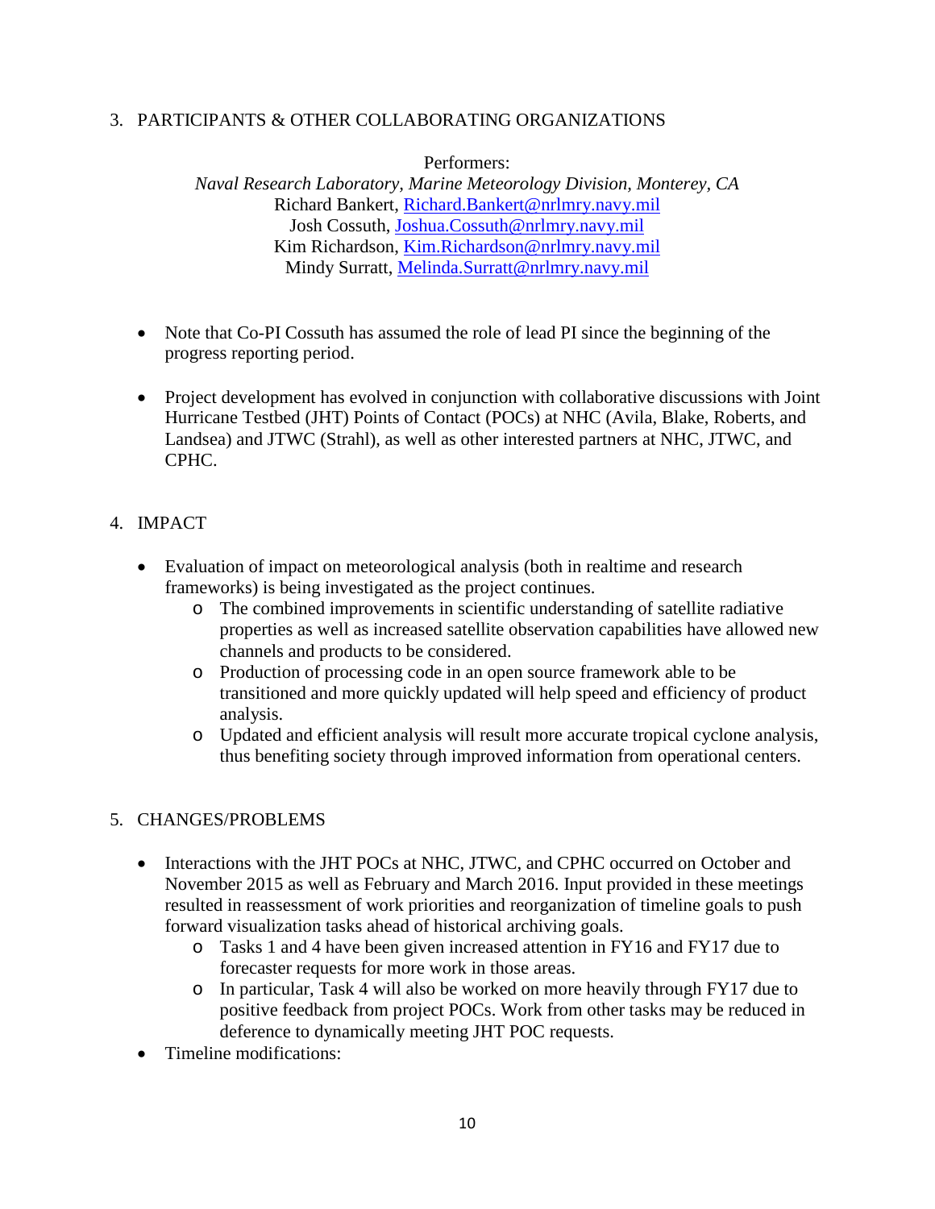## 3. PARTICIPANTS & OTHER COLLABORATING ORGANIZATIONS

Performers:

*Naval Research Laboratory, Marine Meteorology Division, Monterey, CA*

Richard Bankert, Richard.Bankert@nrlmry.navy.mil

Josh Cossuth, Joshua.Cossuth@nrlmry.navy.mil

Kim Richardson, Kim.Richardson@nrlmry.navy.mil

Mindy Surratt, Melinda.Surratt@nrlmry.navy.mil

- Note that Co-PI Cossuth has assumed the role of lead PI since the beginning of the progress reporting period.
- Project development has evolved in conjunction with collaborative discussions with Joint Hurricane Testbed (JHT) Points of Contact (POCs) at NHC (Avila, Blake, Roberts, and Landsea) and JTWC (Strahl), as well as other interested partners at NHC, JTWC, and CPHC.

## 4. IMPACT

- Evaluation of impact on meteorological analysis (both in realtime and research frameworks) is being investigated as the project continues.
  - The combined improvements in scientific understanding of satellite radiative properties as well as increased satellite observation capabilities have allowed new channels and products to be considered.
  - Production of processing code in an open source framework able to be transitioned and more quickly updated will help speed and efficiency of product analysis.
  - Updated and efficient analysis will result more accurate tropical cyclone analysis, thus benefiting society through improved information from operational centers.

## 5. CHANGES/PROBLEMS

- Interactions with the JHT POCs at NHC, JTWC, and CPHC occurred on October and November 2015 as well as February and March 2016. Input provided in these meetings resulted in reassessment of work priorities and reorganization of timeline goals to push forward visualization tasks ahead of historical archiving goals.
  - Tasks 1 and 4 have been given increased attention in FY16 and FY17 due to forecaster requests for more work in those areas.
  - In particular, Task 4 will also be worked on more heavily through FY17 due to positive feedback from project POCs. Work from other tasks may be reduced in deference to dynamically meeting JHT POC requests.
- Timeline modifications: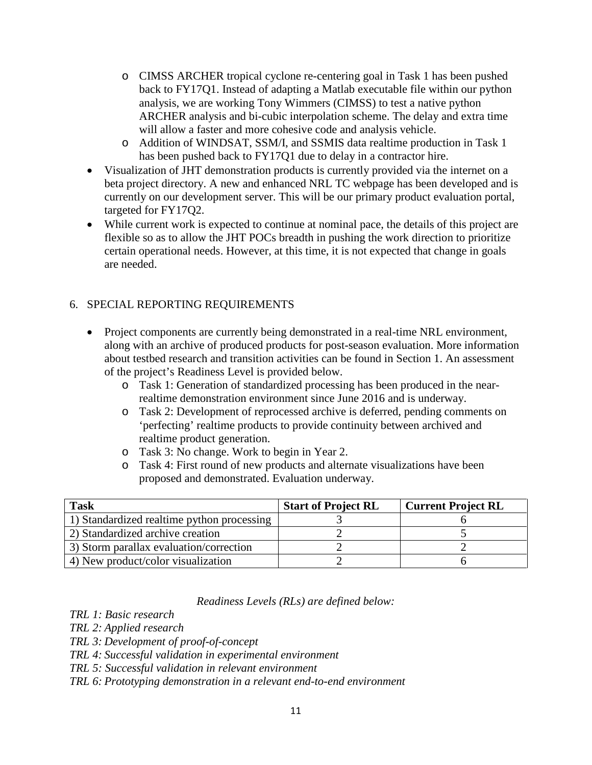- CIMSS ARCHER tropical cyclone re-centering goal in Task 1 has been pushed back to FY17Q1. Instead of adapting a Matlab executable file within our python analysis, we are working Tony Wimmers (CIMSS) to test a native python ARCHER analysis and bi-cubic interpolation scheme. The delay and extra time will allow a faster and more cohesive code and analysis vehicle.
  - Addition of WINDSAT, SSM/I, and SSMIS data realtime production in Task 1 has been pushed back to FY17Q1 due to delay in a contractor hire.
- Visualization of JHT demonstration products is currently provided via the internet on a beta project directory. A new and enhanced NRL TC webpage has been developed and is currently on our development server. This will be our primary product evaluation portal, targeted for FY17Q2.
- While current work is expected to continue at nominal pace, the details of this project are flexible so as to allow the JHT POCs breadth in pushing the work direction to prioritize certain operational needs. However, at this time, it is not expected that change in goals are needed.

## 6. SPECIAL REPORTING REQUIREMENTS

- Project components are currently being demonstrated in a real-time NRL environment, along with an archive of produced products for post-season evaluation. More information about testbed research and transition activities can be found in Section 1. An assessment of the project's Readiness Level is provided below.
  - Task 1: Generation of standardized processing has been produced in the near-realtime demonstration environment since June 2016 and is underway.
  - Task 2: Development of reprocessed archive is deferred, pending comments on 'perfecting' realtime products to provide continuity between archived and realtime product generation.
  - Task 3: No change. Work to begin in Year 2.
  - Task 4: First round of new products and alternate visualizations have been proposed and demonstrated. Evaluation underway.

| Task | Start of Project RL | Current Project RL |
|---|---|---|
| 1) Standardized realtime python processing | 3 | 6 |
| 2) Standardized archive creation | 2 | 5 |
| 3) Storm parallax evaluation/correction | 2 | 2 |
| 4) New product/color visualization | 2 | 6 |

*Readiness Levels (RLs) are defined below:*

*TRL 1: Basic research*
*TRL 2: Applied research*
*TRL 3: Development of proof-of-concept*
*TRL 4: Successful validation in experimental environment*
*TRL 5: Successful validation in relevant environment*
*TRL 6: Prototyping demonstration in a relevant end-to-end environment*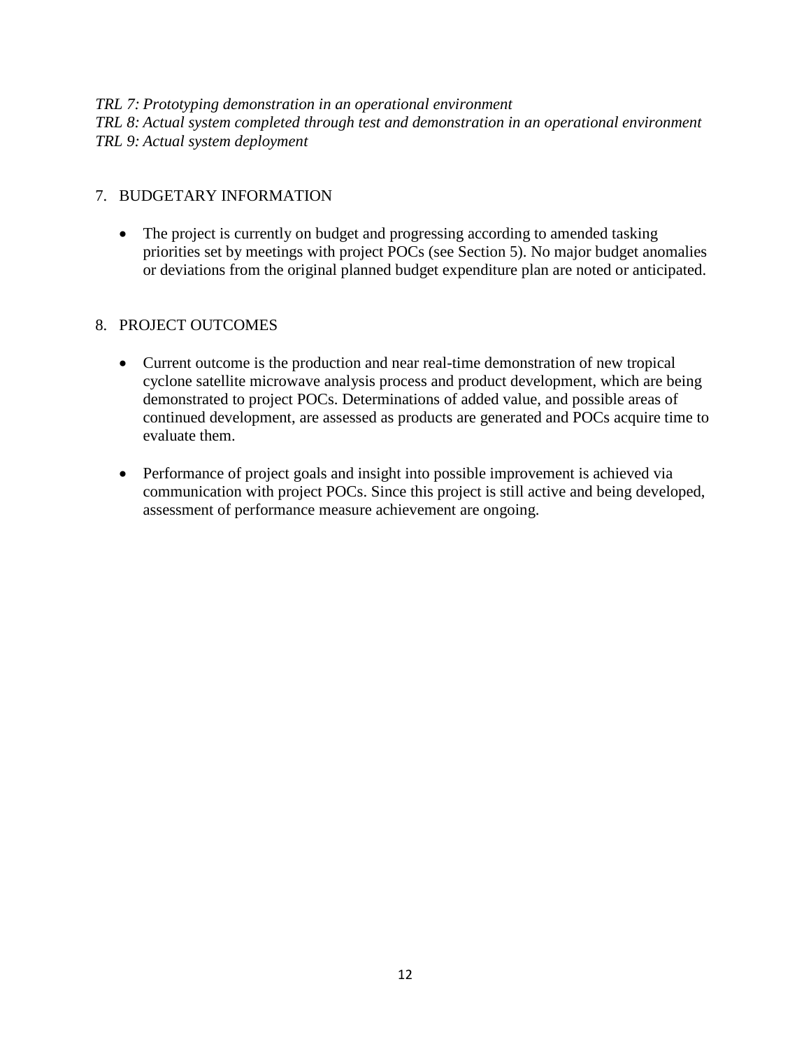*TRL 7: Prototyping demonstration in an operational environment*
*TRL 8: Actual system completed through test and demonstration in an operational environment*
*TRL 9: Actual system deployment*

## 7. BUDGETARY INFORMATION

- The project is currently on budget and progressing according to amended tasking priorities set by meetings with project POCs (see Section 5). No major budget anomalies or deviations from the original planned budget expenditure plan are noted or anticipated.

## 8. PROJECT OUTCOMES

- Current outcome is the production and near real-time demonstration of new tropical cyclone satellite microwave analysis process and product development, which are being demonstrated to project POCs. Determinations of added value, and possible areas of continued development, are assessed as products are generated and POCs acquire time to evaluate them.

- Performance of project goals and insight into possible improvement is achieved via communication with project POCs. Since this project is still active and being developed, assessment of performance measure achievement are ongoing.